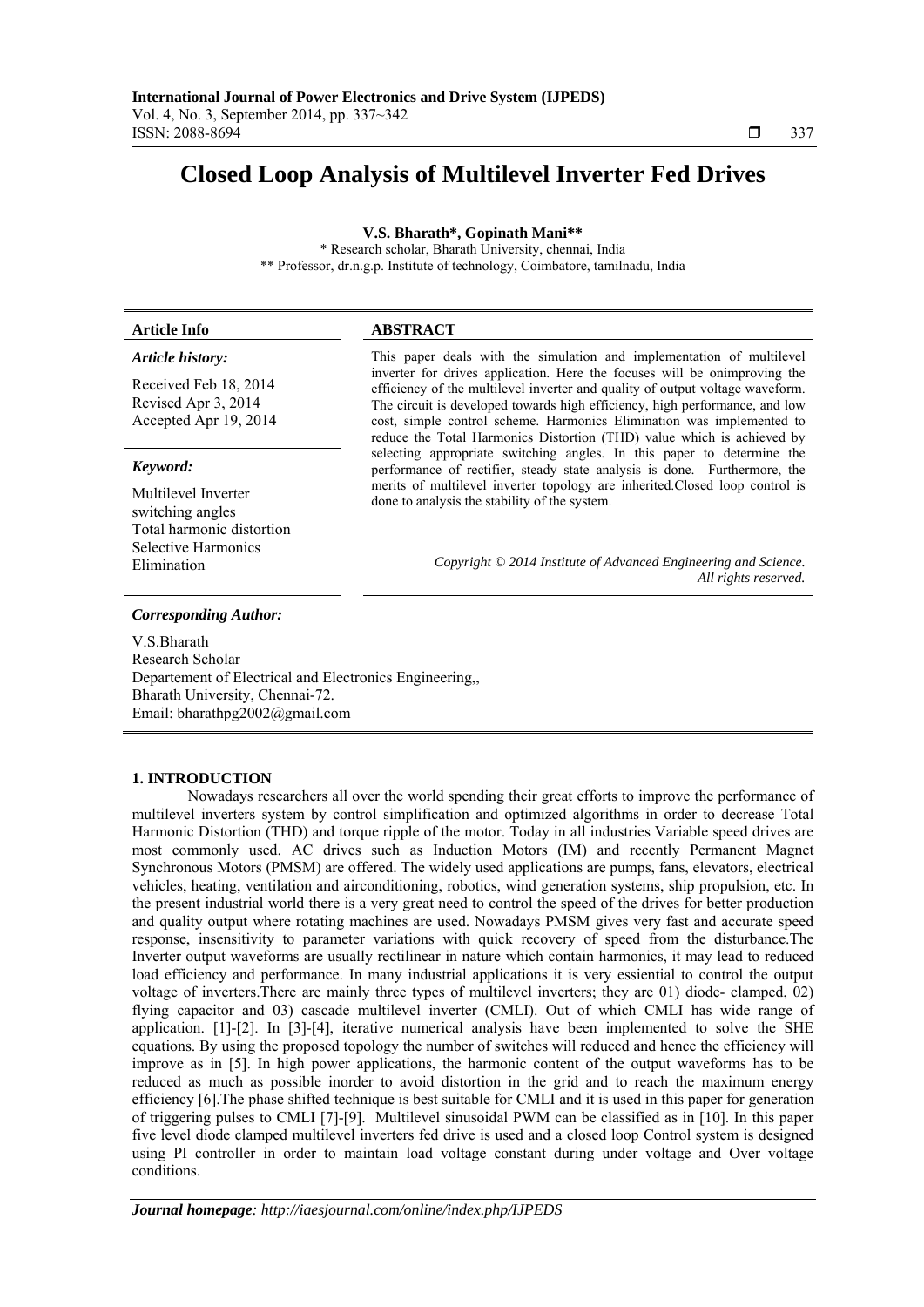# Closed Loop Analysis of Multilevel Inverter Fed Drives

**V.S. Bharath\*, Gopinath Mani\*\***

\* Research scholar, Bharath University, chennai, India

\*\* Professor, dr.n.g.p. Institute of technology, Coimbatore, tamilnadu, India

| **Article Info** | **ABSTRACT** |
|---|---|
| ***Article history:*** <br> Received Feb 18, 2014 <br> Revised Apr 3, 2014 <br> Accepted Apr 19, 2014 <br><br> ***Keyword:*** <br> Multilevel Inverter <br> switching angles <br> Total harmonic distortion <br> Selective Harmonics Elimination | This paper deals with the simulation and implementation of multilevel inverter for drives application. Here the focuses will be onimproving the efficiency of the multilevel inverter and quality of output voltage waveform. The circuit is developed towards high efficiency, high performance, and low cost, simple control scheme. Harmonics Elimination was implemented to reduce the Total Harmonics Distortion (THD) value which is achieved by selecting appropriate switching angles. In this paper to determine the performance of rectifier, steady state analysis is done. Furthermore, the merits of multilevel inverter topology are inherited.Closed loop control is done to analysis the stability of the system. <br><br> *Copyright © 2014 Institute of Advanced Engineering and Science. All rights reserved.* |

***Corresponding Author:***

V.S.Bharath
Research Scholar
Departement of Electrical and Electronics Engineering,,
Bharath University, Chennai-72.
Email: bharathpg2002@gmail.com

## 1. INTRODUCTION

Nowadays researchers all over the world spending their great efforts to improve the performance of multilevel inverters system by control simplification and optimized algorithms in order to decrease Total Harmonic Distortion (THD) and torque ripple of the motor. Today in all industries Variable speed drives are most commonly used. AC drives such as Induction Motors (IM) and recently Permanent Magnet Synchronous Motors (PMSM) are offered. The widely used applications are pumps, fans, elevators, electrical vehicles, heating, ventilation and airconditioning, robotics, wind generation systems, ship propulsion, etc. In the present industrial world there is a very great need to control the speed of the drives for better production and quality output where rotating machines are used. Nowadays PMSM gives very fast and accurate speed response, insensitivity to parameter variations with quick recovery of speed from the disturbance.The Inverter output waveforms are usually rectilinear in nature which contain harmonics, it may lead to reduced load efficiency and performance. In many industrial applications it is very essiential to control the output voltage of inverters.There are mainly three types of multilevel inverters; they are 01) diode- clamped, 02) flying capacitor and 03) cascade multilevel inverter (CMLI). Out of which CMLI has wide range of application. [1]-[2]. In [3]-[4], iterative numerical analysis have been implemented to solve the SHE equations. By using the proposed topology the number of switches will reduced and hence the efficiency will improve as in [5]. In high power applications, the harmonic content of the output waveforms has to be reduced as much as possible inorder to avoid distortion in the grid and to reach the maximum energy efficiency [6].The phase shifted technique is best suitable for CMLI and it is used in this paper for generation of triggering pulses to CMLI [7]-[9]. Multilevel sinusoidal PWM can be classified as in [10]. In this paper five level diode clamped multilevel inverters fed drive is used and a closed loop Control system is designed using PI controller in order to maintain load voltage constant during under voltage and Over voltage conditions.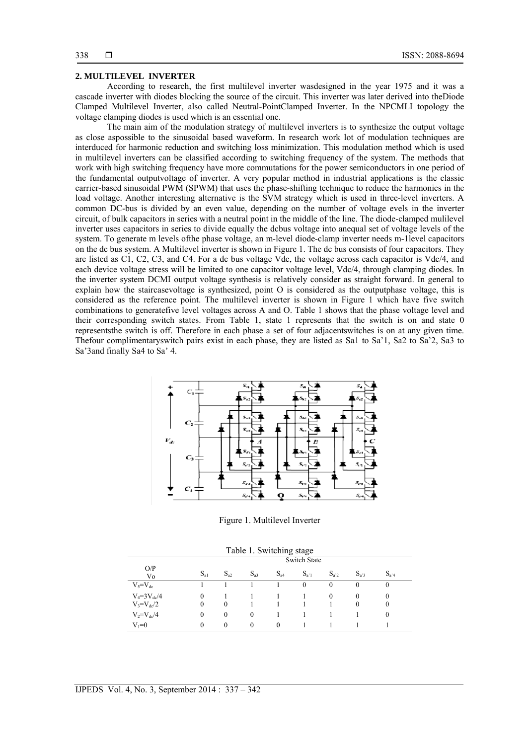## 2. MULTILEVEL INVERTER

According to research, the first multilevel inverter wasdesigned in the year 1975 and it was a cascade inverter with diodes blocking the source of the circuit. This inverter was later derived into theDiode Clamped Multilevel Inverter, also called Neutral-PointClamped Inverter. In the NPCMLI topology the voltage clamping diodes is used which is an essential one.

The main aim of the modulation strategy of multilevel inverters is to synthesize the output voltage as close aspossible to the sinusoidal based waveform. In research work lot of modulation techniques are interduced for harmonic reduction and switching loss minimization. This modulation method which is used in multilevel inverters can be classified according to switching frequency of the system. The methods that work with high switching frequency have more commutations for the power semiconductors in one period of the fundamental outputvoltage of inverter. A very popular method in industrial applications is the classic carrier-based sinusoidal PWM (SPWM) that uses the phase-shifting technique to reduce the harmonics in the load voltage. Another interesting alternative is the SVM strategy which is used in three-level inverters. A common DC-bus is divided by an even value, depending on the number of voltage evels in the inverter circuit, of bulk capacitors in series with a neutral point in the middle of the line. The diode-clamped mulilevel inverter uses capacitors in series to divide equally the dcbus voltage into anequal set of voltage levels of the system. To generate m levels ofthe phase voltage, an m-level diode-clamp inverter needs m-1level capacitors on the dc bus system. A Multilevel inverter is shown in Figure 1. The dc bus consists of four capacitors. They are listed as C1, C2, C3, and C4. For a dc bus voltage Vdc, the voltage across each capacitor is Vdc/4, and each device voltage stress will be limited to one capacitor voltage level, Vdc/4, through clamping diodes. In the inverter system DCMI output voltage synthesis is relatively consider as straight forward. In general to explain how the staircasevoltage is synthesized, point O is considered as the outputphase voltage, this is considered as the reference point. The multilevel inverter is shown in Figure 1 which have five switch combinations to generatefive level voltages across A and O. Table 1 shows that the phase voltage level and their corresponding switch states. From Table 1, state 1 represents that the switch is on and state 0 representsthe switch is off. Therefore in each phase a set of four adjacentswitches is on at any given time. Thefour complimentaryswitch pairs exist in each phase, they are listed as Sa1 to Sa'1, Sa2 to Sa'2, Sa3 to Sa'3and finally Sa4 to Sa' 4.

Figure 1. Multilevel Inverter

Table 1. Switching stage

| O/P Vo | Switch State | | | | | | | |
|---|---|---|---|---|---|---|---|---|
| | $S_{a1}$ | $S_{a2}$ | $S_{a3}$ | $S_{a4}$ | $S_{a'1}$ | $S_{a'2}$ | $S_{a'3}$ | $S_{a'4}$ |
| $V_5=V_{dc}$ | 1 | 1 | 1 | 1 | 0 | 0 | 0 | 0 |
| $V_4=3V_{dc}/4$ | 0 | 1 | 1 | 1 | 1 | 0 | 0 | 0 |
| $V_3=V_{dc}/2$ | 0 | 0 | 1 | 1 | 1 | 1 | 0 | 0 |
| $V_2=V_{dc}/4$ | 0 | 0 | 0 | 1 | 1 | 1 | 1 | 0 |
| $V_1=0$ | 0 | 0 | 0 | 0 | 1 | 1 | 1 | 1 |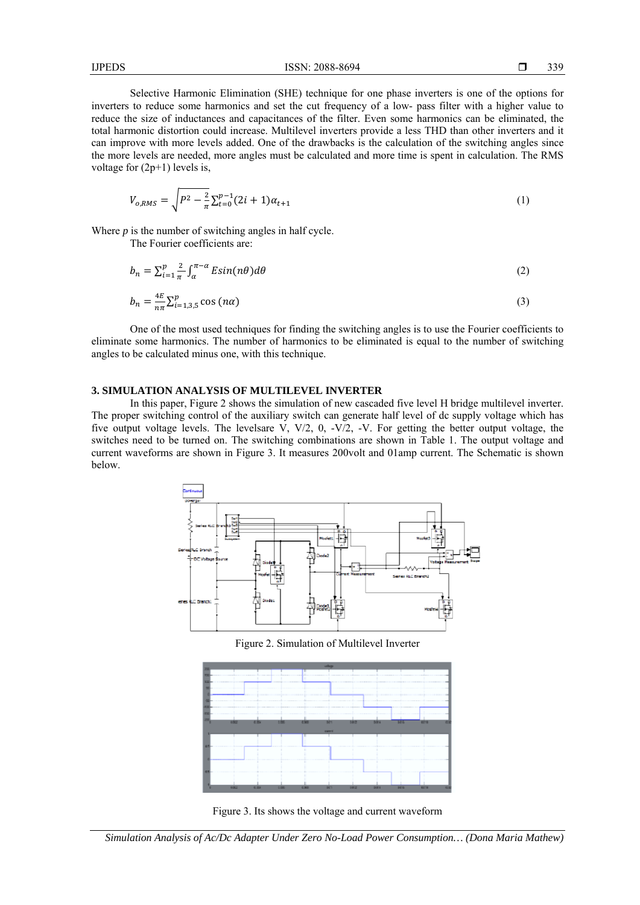Selective Harmonic Elimination (SHE) technique for one phase inverters is one of the options for inverters to reduce some harmonics and set the cut frequency of a low- pass filter with a higher value to reduce the size of inductances and capacitances of the filter. Even some harmonics can be eliminated, the total harmonic distortion could increase. Multilevel inverters provide a less THD than other inverters and it can improve with more levels added. One of the drawbacks is the calculation of the switching angles since the more levels are needed, more angles must be calculated and more time is spent in calculation. The RMS voltage for (2p+1) levels is,

$$V_{o,RMS} = \sqrt{P^2 - \frac{2}{\pi}\sum_{t=0}^{p-1}(2i+1)\alpha_{t+1}} \tag{1}$$

Where $p$ is the number of switching angles in half cycle.

The Fourier coefficients are:

$$b_n = \sum_{i=1}^{p} \frac{2}{\pi}\int_{\alpha}^{\pi-\alpha} E\sin(n\theta)d\theta \tag{2}$$

$$b_n = \frac{4E}{n\pi}\sum_{i=1,3,5}^{p} \cos(n\alpha) \tag{3}$$

One of the most used techniques for finding the switching angles is to use the Fourier coefficients to eliminate some harmonics. The number of harmonics to be eliminated is equal to the number of switching angles to be calculated minus one, with this technique.

## 3. SIMULATION ANALYSIS OF MULTILEVEL INVERTER

In this paper, Figure 2 shows the simulation of new cascaded five level H bridge multilevel inverter. The proper switching control of the auxiliary switch can generate half level of dc supply voltage which has five output voltage levels. The levelsare V, V/2, 0, -V/2, -V. For getting the better output voltage, the switches need to be turned on. The switching combinations are shown in Table 1. The output voltage and current waveforms are shown in Figure 3. It measures 200volt and 01amp current. The Schematic is shown below.

Figure 2. Simulation of Multilevel Inverter

Figure 3. Its shows the voltage and current waveform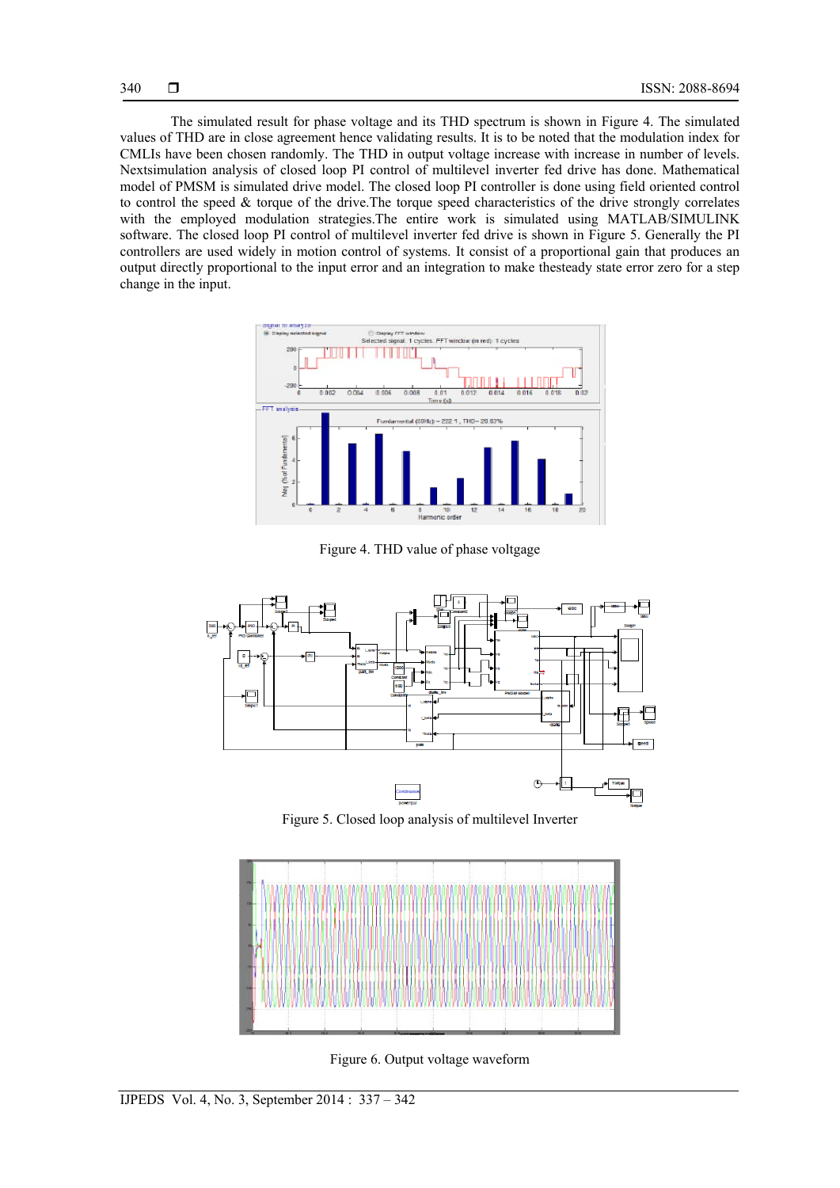The simulated result for phase voltage and its THD spectrum is shown in Figure 4. The simulated values of THD are in close agreement hence validating results. It is to be noted that the modulation index for CMLIs have been chosen randomly. The THD in output voltage increase with increase in number of levels. Nextsimulation analysis of closed loop PI control of multilevel inverter fed drive has done. Mathematical model of PMSM is simulated drive model. The closed loop PI controller is done using field oriented control to control the speed & torque of the drive.The torque speed characteristics of the drive strongly correlates with the employed modulation strategies.The entire work is simulated using MATLAB/SIMULINK software. The closed loop PI control of multilevel inverter fed drive is shown in Figure 5. Generally the PI controllers are used widely in motion control of systems. It consist of a proportional gain that produces an output directly proportional to the input error and an integration to make thesteady state error zero for a step change in the input.

Figure 4. THD value of phase voltgage

Figure 5. Closed loop analysis of multilevel Inverter

Figure 6. Output voltage waveform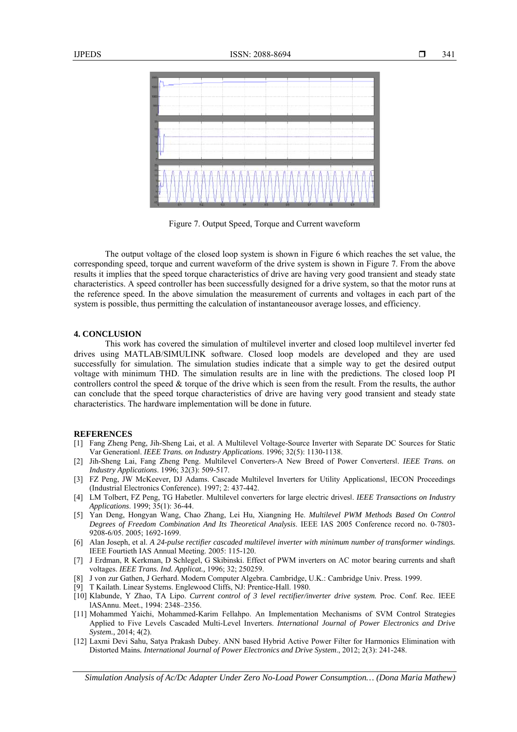Figure 7. Output Speed, Torque and Current waveform

The output voltage of the closed loop system is shown in Figure 6 which reaches the set value, the corresponding speed, torque and current waveform of the drive system is shown in Figure 7. From the above results it implies that the speed torque characteristics of drive are having very good transient and steady state characteristics. A speed controller has been successfully designed for a drive system, so that the motor runs at the reference speed. In the above simulation the measurement of currents and voltages in each part of the system is possible, thus permitting the calculation of instantaneousor average losses, and efficiency.

## 4. CONCLUSION

This work has covered the simulation of multilevel inverter and closed loop multilevel inverter fed drives using MATLAB/SIMULINK software. Closed loop models are developed and they are used successfully for simulation. The simulation studies indicate that a simple way to get the desired output voltage with minimum THD. The simulation results are in line with the predictions. The closed loop PI controllers control the speed & torque of the drive which is seen from the result. From the results, the author can conclude that the speed torque characteristics of drive are having very good transient and steady state characteristics. The hardware implementation will be done in future.

## REFERENCES

[1] Fang Zheng Peng, Jih-Sheng Lai, et al. A Multilevel Voltage-Source Inverter with Separate DC Sources for Static Var Generation‖. *IEEE Trans. on Industry Applications*. 1996; 32(5): 1130-1138.

[2] Jih-Sheng Lai, Fang Zheng Peng. Multilevel Converters-A New Breed of Power Converters‖. *IEEE Trans. on Industry Applications*. 1996; 32(3): 509-517.

[3] FZ Peng, JW McKeever, DJ Adams. Cascade Multilevel Inverters for Utility Applications‖, IECON Proceedings (Industrial Electronics Conference). 1997; 2: 437-442.

[4] LM Tolbert, FZ Peng, TG Habetler. Multilevel converters for large electric drives‖. *IEEE Transactions on Industry Applications*. 1999; 35(1): 36-44.

[5] Yan Deng, Hongyan Wang, Chao Zhang, Lei Hu, Xiangning He. *Multilevel PWM Methods Based On Control Degrees of Freedom Combination And Its Theoretical Analysis*. IEEE IAS 2005 Conference record no. 0-7803-9208-6/05. 2005; 1692-1699.

[6] Alan Joseph, et al. *A 24-pulse rectifier cascaded multilevel inverter with minimum number of transformer windings.* IEEE Fourtieth IAS Annual Meeting. 2005: 115-120.

[7] J Erdman, R Kerkman, D Schlegel, G Skibinski. Effect of PWM inverters on AC motor bearing currents and shaft voltages. *IEEE Trans. Ind. Applicat.,* 1996; 32; 250259.

[8] J von zur Gathen, J Gerhard. Modern Computer Algebra. Cambridge, U.K.: Cambridge Univ. Press. 1999.

[9] T Kailath. Linear Systems. Englewood Cliffs, NJ: Prentice-Hall. 1980.

[10] Klabunde, Y Zhao, TA Lipo. *Current control of 3 level rectifier/inverter drive system.* Proc. Conf. Rec. IEEE lASAnnu. Meet., 1994: 2348–2356.

[11] Mohammed Yaichi, Mohammed-Karim Fellahpo. An Implementation Mechanisms of SVM Control Strategies Applied to Five Levels Cascaded Multi-Level Inverters. *International Journal of Power Electronics and Drive System.,* 2014; 4(2).

[12] Laxmi Devi Sahu, Satya Prakash Dubey. ANN based Hybrid Active Power Filter for Harmonics Elimination with Distorted Mains. *International Journal of Power Electronics and Drive System.*, 2012; 2(3): 241-248.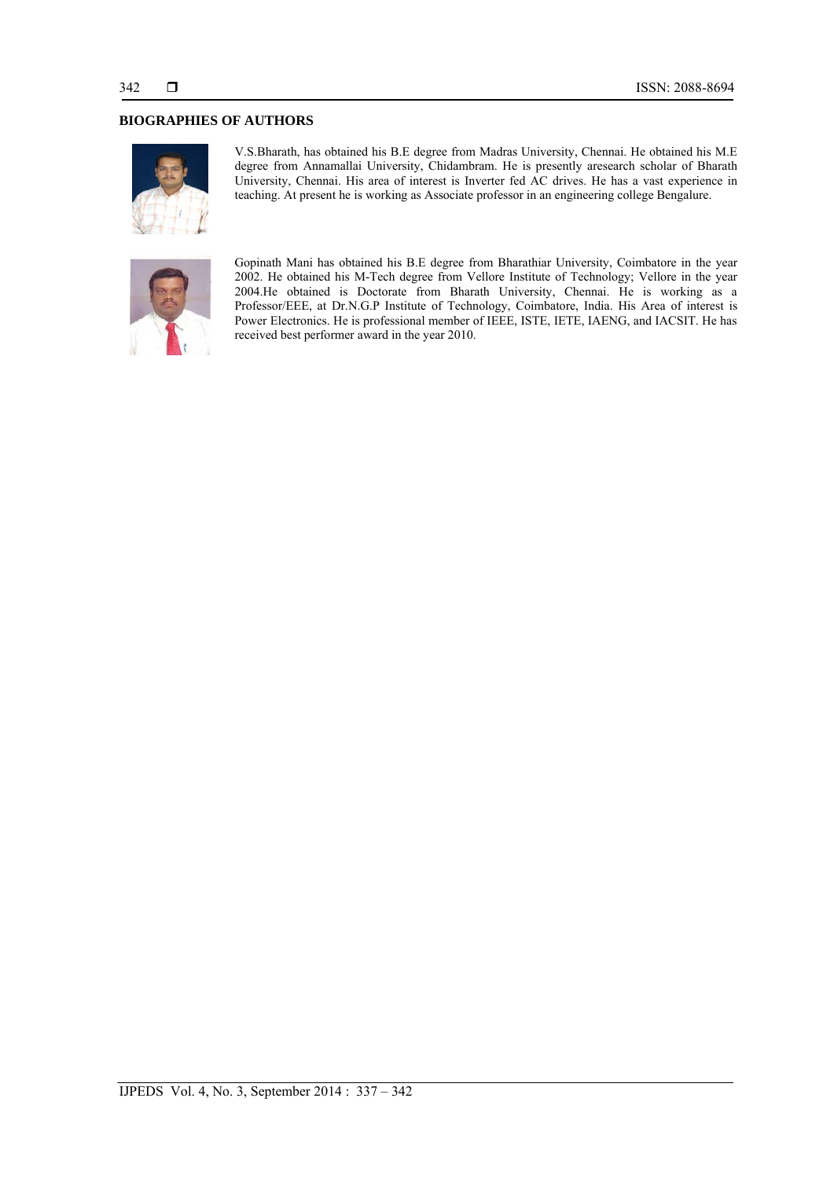## BIOGRAPHIES OF AUTHORS

V.S.Bharath, has obtained his B.E degree from Madras University, Chennai. He obtained his M.E degree from Annamallai University, Chidambram. He is presently aresearch scholar of Bharath University, Chennai. His area of interest is Inverter fed AC drives. He has a vast experience in teaching. At present he is working as Associate professor in an engineering college Bengalure.

Gopinath Mani has obtained his B.E degree from Bharathiar University, Coimbatore in the year 2002. He obtained his M-Tech degree from Vellore Institute of Technology; Vellore in the year 2004.He obtained is Doctorate from Bharath University, Chennai. He is working as a Professor/EEE, at Dr.N.G.P Institute of Technology, Coimbatore, India. His Area of interest is Power Electronics. He is professional member of IEEE, ISTE, IETE, IAENG, and IACSIT. He has received best performer award in the year 2010.